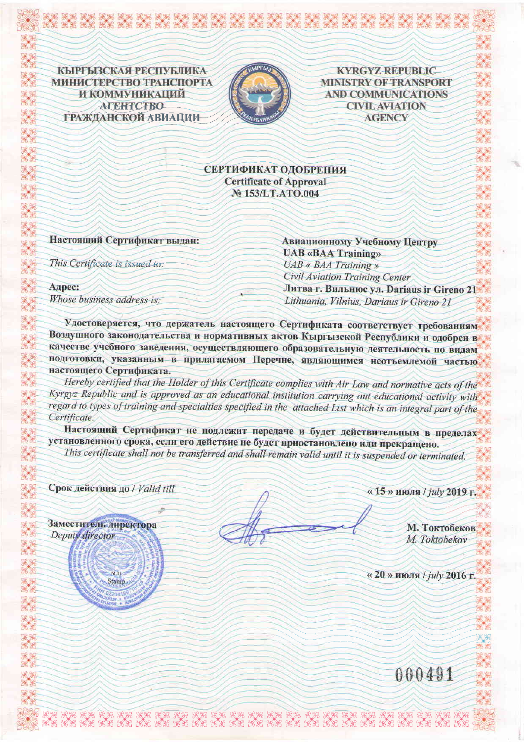**КЫРГЫЗСКАЯ РЕСПУБЛИКА**
**МИНИСТЕРСТВО ТРАНСПОРТА И КОММУНИКАЦИЙ**
**АГЕНТСТВО ГРАЖДАНСКОЙ АВИАЦИИ**

**KYRGYZ REPUBLIC**
**MINISTRY OF TRANSPORT AND COMMUNICATIONS**
**CIVIL AVIATION AGENCY**

# СЕРТИФИКАТ ОДОБРЕНИЯ
## Certificate of Approval
## № 153/LT.ATO.004

**Настоящий Сертификат выдан:** **Авиационному Учебному Центру UAB «BAA Training»**

*This Certificate is issued to:* *UAB « BAA Training » Civil Aviation Training Center*

**Адрес:** **Литва г. Вильнюс ул. Dariaus ir Gireno 21**

*Whose business address is:* *Lithuania, Vilnius, Dariaus ir Gireno 21*

**Удостоверяется, что держатель настоящего Сертификата соответствует требованиям Воздушного законодательства и нормативных актов Кыргызской Республики и одобрен в качестве учебного заведения, осуществляющего образовательную деятельность по видам подготовки, указанным в прилагаемом Перечне, являющимся неотъемлемой частью настоящего Сертификата.**

*Hereby certified that the Holder of this Certificate complies with Air Law and normative acts of the Kyrgyz Republic and is approved as an educational institution carrying out educational activity with regard to types of training and specialties specified in the attached List which is an integral part of the Certificate.*

**Настоящий Сертификат не подлежит передаче и будет действительным в пределах установленного срока, если его действие не будет приостановлено или прекращено.**

*This certificate shall not be transferred and shall remain valid until it is suspended or terminated.*

**Срок действия** до / *Valid till* « **15** » **июля** / *july* **2019 г.**

**Заместитель директора** **М. Токтобеков**
*Deputy director* *M. Toktobekov*

М.П.
Stamp

« **20** » **июля** / *july* **2016 г.**

000491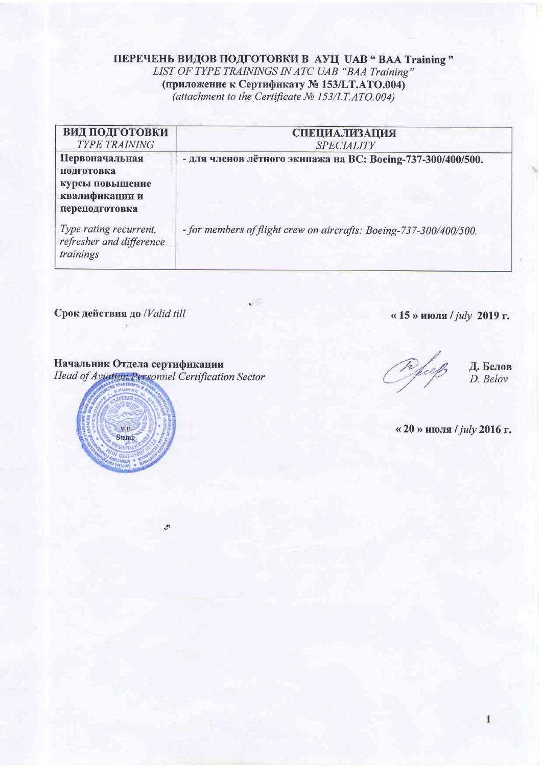**ПЕРЕЧЕНЬ ВИДОВ ПОДГОТОВКИ В АУЦ UAB " BAA Training "**

*LIST OF TYPE TRAININGS IN ATC UAB "BAA Training"*

**(приложение к Сертификату № 153/LT.ATO.004)**

*(attachment to the Certificate № 153/LT.ATO.004)*

| **ВИД ПОДГОТОВКИ** *TYPE TRAINING* | **СПЕЦИАЛИЗАЦИЯ** *SPECIALITY* |
|---|---|
| **Первоначальная подготовка курсы повышение квалификации и переподготовка** | **- для членов лётного экипажа на ВС: Boeing-737-300/400/500.** |
| *Type rating recurrent, refresher and difference trainings* | *- for members of flight crew on aircrafts: Boeing-737-300/400/500.* |

**Срок действия до** /*Valid till* **« 15 » июля /** *july* **2019 г.**

**Начальник Отдела сертификации**

*Head of Aviation Personnel Certification Sector*

**Д. Белов**

*D. Belov*

М.П.

Stamp

**« 20 » июля /** *july* **2016 г.**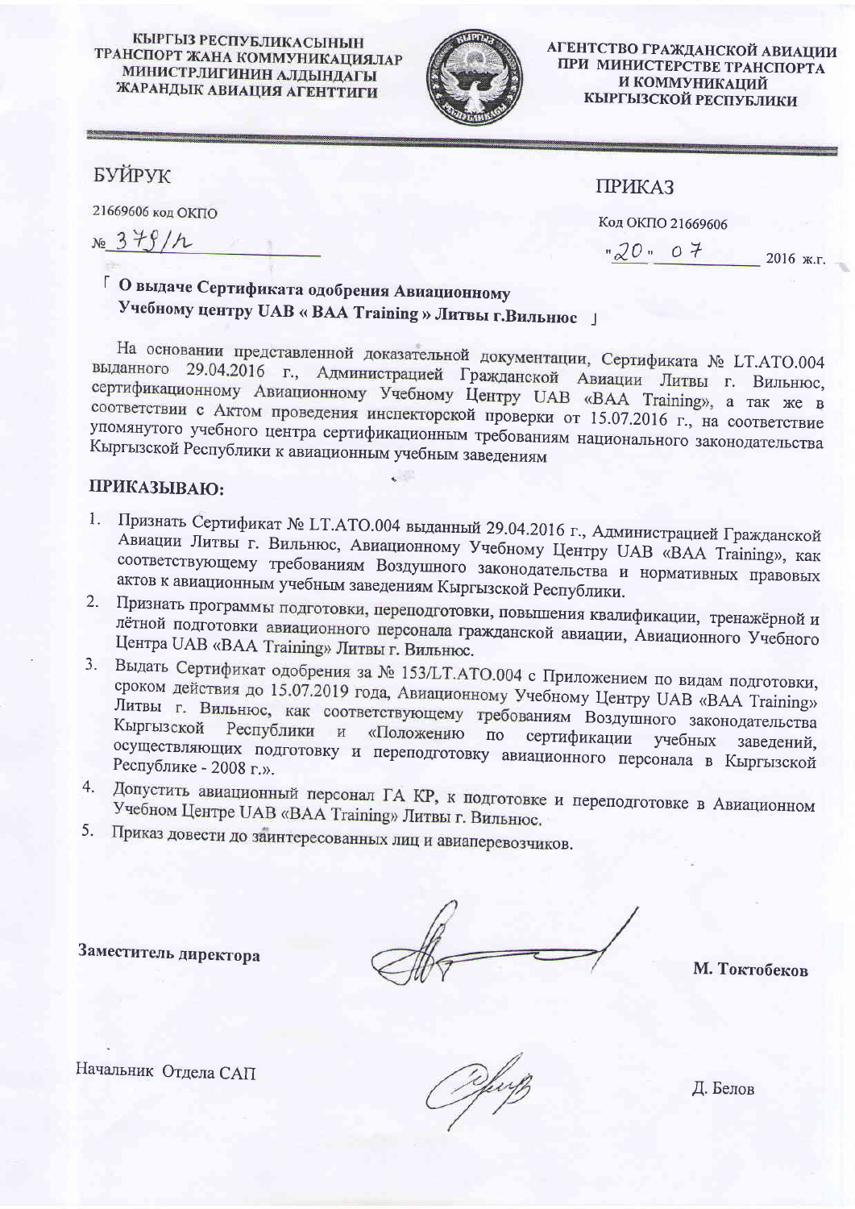КЫРГЫЗ РЕСПУБЛИКАСЫНЫН
ТРАНСПОРТ ЖАНА КОММУНИКАЦИЯЛАР
МИНИСТРЛИГИНИН АЛДЫНДАГЫ
ЖАРАНДЫК АВИАЦИЯ АГЕНТТИГИ

АГЕНТСТВО ГРАЖДАНСКОЙ АВИАЦИИ
ПРИ МИНИСТЕРСТВЕ ТРАНСПОРТА
И КОММУНИКАЦИЙ
КЫРГЫЗСКОЙ РЕСПУБЛИКИ

## БУЙРУК

21669606 код ОКПО

№ 379/л

## ПРИКАЗ

Код ОКПО 21669606

"20" 07 2016 ж.г.

**О выдаче Сертификата одобрения Авиационному Учебному центру UAB « BAA Training » Литвы г.Вильнюс**

На основании представленной доказательной документации, Сертификата № LT.ATO.004 выданного 29.04.2016 г., Администрацией Гражданской Авиации Литвы г. Вильнюс, сертификационному Авиационному Учебному Центру UAB «BAA Training», а так же в соответствии с Актом проведения инспекторской проверки от 15.07.2016 г., на соответствие упомянутого учебного центра сертификационным требованиям национального законодательства Кыргызской Республики к авиационным учебным заведениям

**ПРИКАЗЫВАЮ:**

1. Признать Сертификат № LT.ATO.004 выданный 29.04.2016 г., Администрацией Гражданской Авиации Литвы г. Вильнюс, Авиационному Учебному Центру UAB «BAA Training», как соответствующему требованиям Воздушного законодательства и нормативных правовых актов к авиационным учебным заведениям Кыргызской Республики.
2. Признать программы подготовки, переподготовки, повышения квалификации, тренажёрной и лётной подготовки авиационного персонала гражданской авиации, Авиационного Учебного Центра UAB «BAA Training» Литвы г. Вильнюс.
3. Выдать Сертификат одобрения за № 153/LT.ATO.004 с Приложением по видам подготовки, сроком действия до 15.07.2019 года, Авиационному Учебному Центру UAB «BAA Training» Литвы г. Вильнюс, как соответствующему требованиям Воздушного законодательства Кыргызской Республики и «Положению по сертификации учебных заведений, осуществляющих подготовку и переподготовку авиационного персонала в Кыргызской Республике - 2008 г.».
4. Допустить авиационный персонал ГА КР, к подготовке и переподготовке в Авиационном Учебном Центре UAB «BAA Training» Литвы г. Вильнюс.
5. Приказ довести до заинтересованных лиц и авиаперевозчиков.

**Заместитель директора** **М. Токтобеков**

Начальник Отдела САП Д. Белов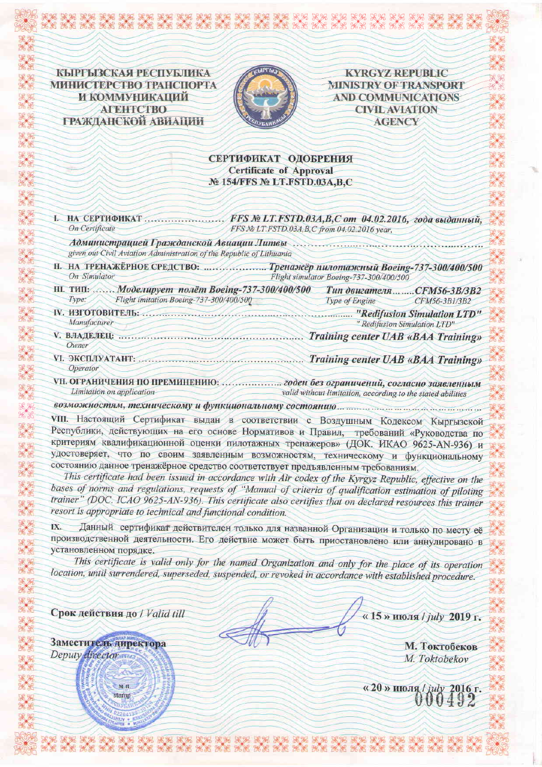**КЫРГЫЗСКАЯ РЕСПУБЛИКА**
**МИНИСТЕРСТВО ТРАНСПОРТА И КОММУНИКАЦИЙ**
**АГЕНТСТВО ГРАЖДАНСКОЙ АВИАЦИИ**

**KYRGYZ REPUBLIC**
**MINISTRY OF TRANSPORT AND COMMUNICATIONS**
**CIVIL AVIATION AGENCY**

# СЕРТИФИКАТ ОДОБРЕНИЯ
## Certificate of Approval
## № 154/FFS № LT.FSTD.03A,B,C

I. НА СЕРТИФИКАТ ........................ *FFS № LT.FSTD.03A,B,C от 04.02.2016, года выданный,*
On Certificate — *FFS № LT.FSTD.03A,B,C from 04.02.2016 year,*

*Администрацией Гражданской Авиации Литвы* ..........................................
*given out Civil Aviation Administration of the Republic of Lithuania*

II. НА ТРЕНАЖЁРНОЕ СРЕДСТВО: ................... *Тренажёр пилотажный Boeing-737-300/400/500*
On Simulator — *Flight simulator Boeing-737-300/400/500*

III. ТИП: ....... *Моделирует полёт Boeing-737-300/400/500* &nbsp;&nbsp; *Тип двигателя........CFM56-3B/3B2*
Type: *Flight imitation Boeing-737-300/400/500* &nbsp;&nbsp; *Type of Engine CFM56-3B1/3B2*

IV. ИЗГОТОВИТЕЛЬ: .......................................... *"Redifusion Simulation LTD"*
Manufacturer — *"Redifusion Simulation LTD"*

V. ВЛАДЕЛЕЦ: .......................................... *Training center UAB «BAA Training»*
Owner

VI. ЭКСПЛУАТАНТ: .......................................... *Training center UAB «BAA Training»*
Operator

VII. ОГРАНИЧЕНИЯ ПО ПРЕМИНЕНИЮ: .................. *годен без ограничений, согласно заявленным возможностям, техническому и функциональному состоянию*..........................................
Limitation on application — *valid without limitation, according to the stated abilities*

VIII. Настоящий Сертификат выдан в соответствии с Воздушным Кодексом Кыргызской Республики, действующих на его основе Нормативов и Правил, требований «Руководства по критериям квалификационной оценки пилотажных тренажеров» (ДОК. ИКАО 9625-AN-936) и удостоверяет, что по своим заявленным возможностям, техническому и функциональному состоянию данное тренажёрное средство соответствует предъявленным требованиям.

*This certificate had been issued in accordance with Air codex of the Kyrgyz Republic, effective on the bases of norms and regulations, requests of "Manual of criteria of qualification estimation of piloting trainer" (DOC. ICAO 9625-AN-936). This certificate also certifies that on declared resources this trainer resort is appropriate to technical and functional condition.*

IX. Данный сертификат действителен только для названной Организации и только по месту её производственной деятельности. Его действие может быть приостановлено или аннулировано в установленном порядке.

*This certificate is valid only for the named Organization and only for the place of its operation location, until surrendered, superseded, suspended, or revoked in accordance with established procedure.*

**Срок действия до** / *Valid till* &nbsp;&nbsp; « 15 » июля / *july* **2019 г.**

**Заместитель директора**
*Deputy director*

**М. Токтобеков**
*M. Toktobekov*

М.П.
stamp

« 20 » июля / *july* **2016 г.**

000492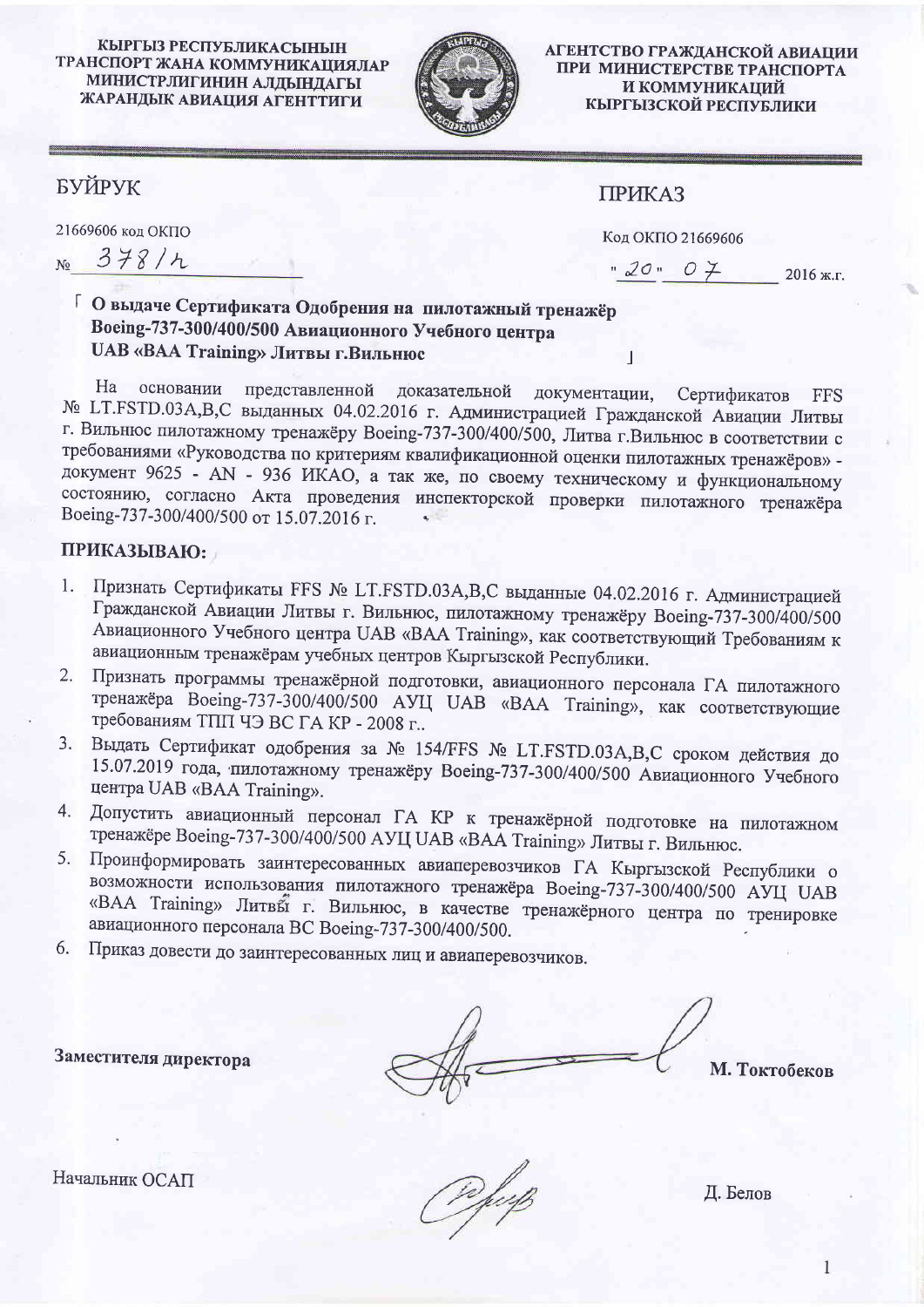**КЫРГЫЗ РЕСПУБЛИКАСЫНЫН ТРАНСПОРТ ЖАНА КОММУНИКАЦИЯЛАР МИНИСТРЛИГИНИН АЛДЫНДАГЫ ЖАРАНДЫК АВИАЦИЯ АГЕНТТИГИ**

**АГЕНТСТВО ГРАЖДАНСКОЙ АВИАЦИИ ПРИ МИНИСТЕРСТВЕ ТРАНСПОРТА И КОММУНИКАЦИЙ КЫРГЫЗСКОЙ РЕСПУБЛИКИ**

БУЙРУК

21669606 код ОКПО

№ 378/н

ПРИКАЗ

Код ОКПО 21669606

"20" 07 2016 ж.г.

**О выдаче Сертификата Одобрения на пилотажный тренажёр Boeing-737-300/400/500 Авиационного Учебного центра UAB «BAA Training» Литвы г.Вильнюс**

На основании представленной доказательной документации, Сертификатов FFS № LT.FSTD.03A,B,C выданных 04.02.2016 г. Администрацией Гражданской Авиации Литвы г. Вильнюс пилотажному тренажёру Boeing-737-300/400/500, Литва г.Вильнюс в соответствии с требованиями «Руководства по критериям квалификационной оценки пилотажных тренажёров» - документ 9625 - AN - 936 ИКАО, а так же, по своему техническому и функциональному состоянию, согласно Акта проведения инспекторской проверки пилотажного тренажёра Boeing-737-300/400/500 от 15.07.2016 г.

**ПРИКАЗЫВАЮ:**

1. Признать Сертификаты FFS № LT.FSTD.03A,B,C выданные 04.02.2016 г. Администрацией Гражданской Авиации Литвы г. Вильнюс, пилотажному тренажёру Boeing-737-300/400/500 Авиационного Учебного центра UAB «BAA Training», как соответствующий Требованиям к авиационным тренажёрам учебных центров Кыргызской Республики.
2. Признать программы тренажёрной подготовки, авиационного персонала ГА пилотажного тренажёра Boeing-737-300/400/500 АУЦ UAB «BAA Training», как соответствующие требованиям ТПП ЧЭ ВС ГА КР - 2008 г..
3. Выдать Сертификат одобрения за № 154/FFS № LT.FSTD.03A,B,C сроком действия до 15.07.2019 года, пилотажному тренажёру Boeing-737-300/400/500 Авиационного Учебного центра UAB «BAA Training».
4. Допустить авиационный персонал ГА КР к тренажёрной подготовке на пилотажном тренажёре Boeing-737-300/400/500 АУЦ UAB «BAA Training» Литвы г. Вильнюс.
5. Проинформировать заинтересованных авиаперевозчиков ГА Кыргызской Республики о возможности использования пилотажного тренажёра Boeing-737-300/400/500 АУЦ UAB «BAA Training» Литвы г. Вильнюс, в качестве тренажёрного центра по тренировке авиационного персонала ВС Boeing-737-300/400/500.
6. Приказ довести до заинтересованных лиц и авиаперевозчиков.

**Заместителя директора** **М. Токтобеков**

Начальник ОСАП Д. Белов